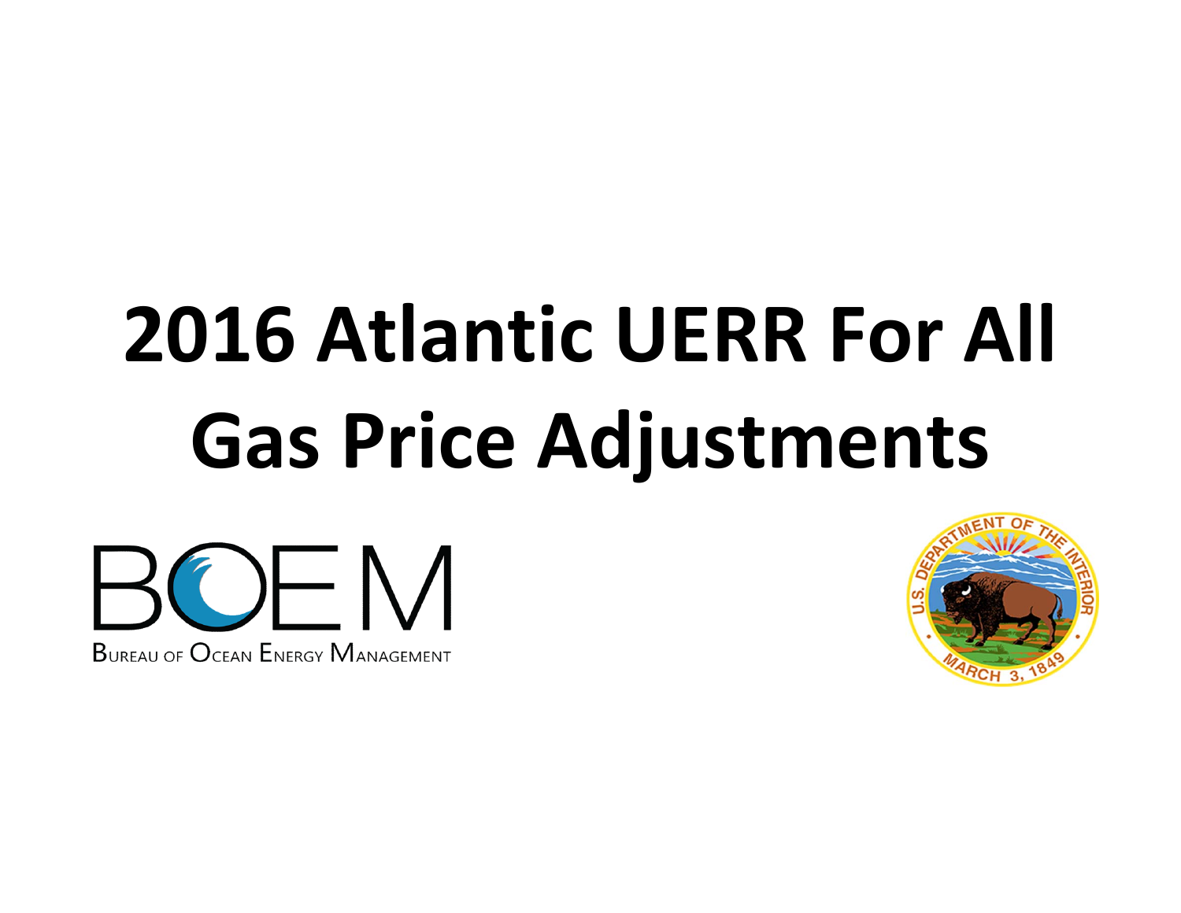# 2016 Atlantic UERR For All Gas Price Adjustments

BOEM

Bureau of Ocean Energy Management

U.S. Department of the Interior

March 3, 1849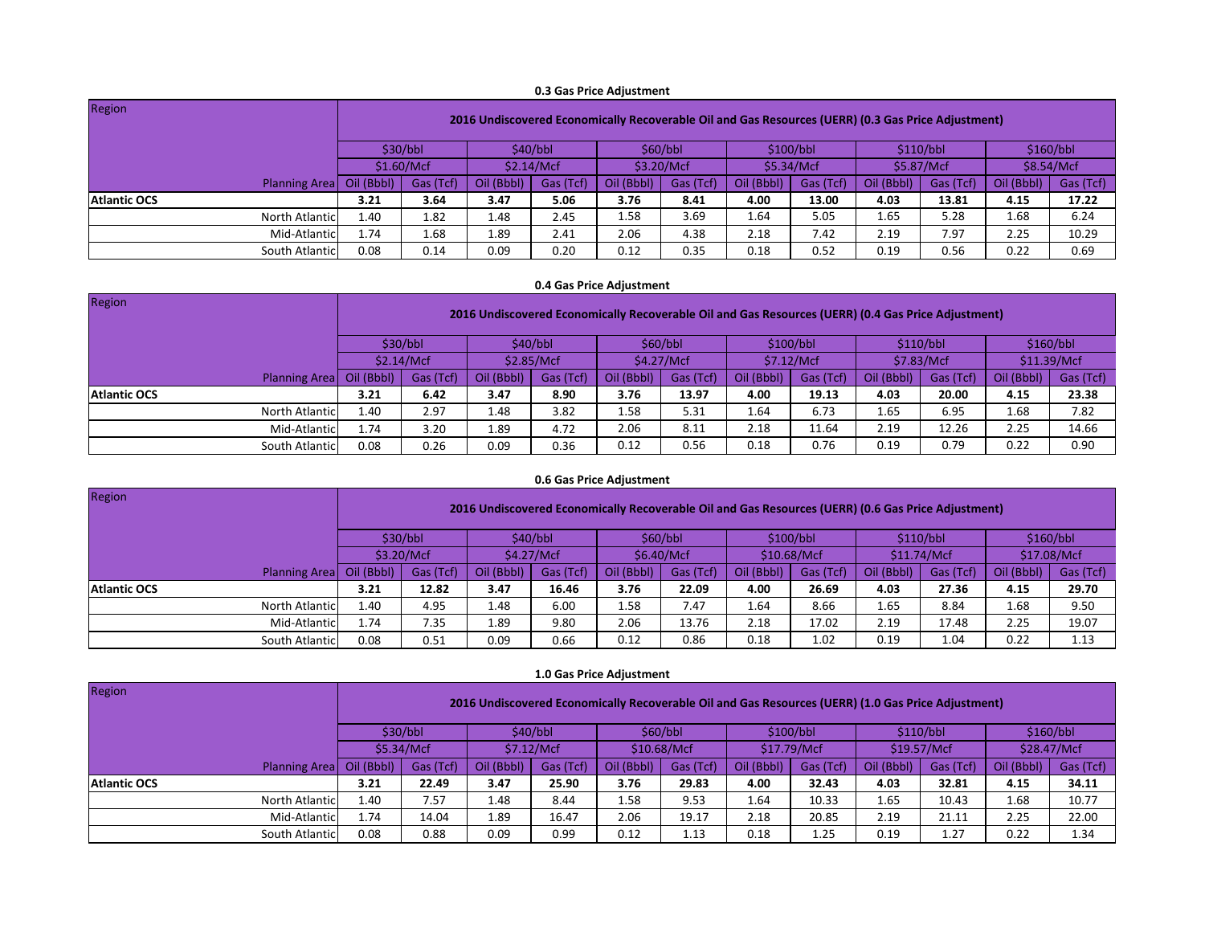**0.3 Gas Price Adjustment**

| Region | 2016 Undiscovered Economically Recoverable Oil and Gas Resources (UERR) (0.3 Gas Price Adjustment) | | | | | | | | | | | |
|---|---|---|---|---|---|---|---|---|---|---|---|---|
| | $30/bbl | | $40/bbl | | $60/bbl | | $100/bbl | | $110/bbl | | $160/bbl | |
| | $1.60/Mcf | | $2.14/Mcf | | $3.20/Mcf | | $5.34/Mcf | | $5.87/Mcf | | $8.54/Mcf | |
| Planning Area | Oil (Bbbl) | Gas (Tcf) | Oil (Bbbl) | Gas (Tcf) | Oil (Bbbl) | Gas (Tcf) | Oil (Bbbl) | Gas (Tcf) | Oil (Bbbl) | Gas (Tcf) | Oil (Bbbl) | Gas (Tcf) |
| **Atlantic OCS** | **3.21** | **3.64** | **3.47** | **5.06** | **3.76** | **8.41** | **4.00** | **13.00** | **4.03** | **13.81** | **4.15** | **17.22** |
| North Atlantic | 1.40 | 1.82 | 1.48 | 2.45 | 1.58 | 3.69 | 1.64 | 5.05 | 1.65 | 5.28 | 1.68 | 6.24 |
| Mid-Atlantic | 1.74 | 1.68 | 1.89 | 2.41 | 2.06 | 4.38 | 2.18 | 7.42 | 2.19 | 7.97 | 2.25 | 10.29 |
| South Atlantic | 0.08 | 0.14 | 0.09 | 0.20 | 0.12 | 0.35 | 0.18 | 0.52 | 0.19 | 0.56 | 0.22 | 0.69 |

**0.4 Gas Price Adjustment**

| Region | 2016 Undiscovered Economically Recoverable Oil and Gas Resources (UERR) (0.4 Gas Price Adjustment) | | | | | | | | | | | |
|---|---|---|---|---|---|---|---|---|---|---|---|---|
| | $30/bbl | | $40/bbl | | $60/bbl | | $100/bbl | | $110/bbl | | $160/bbl | |
| | $2.14/Mcf | | $2.85/Mcf | | $4.27/Mcf | | $7.12/Mcf | | $7.83/Mcf | | $11.39/Mcf | |
| Planning Area | Oil (Bbbl) | Gas (Tcf) | Oil (Bbbl) | Gas (Tcf) | Oil (Bbbl) | Gas (Tcf) | Oil (Bbbl) | Gas (Tcf) | Oil (Bbbl) | Gas (Tcf) | Oil (Bbbl) | Gas (Tcf) |
| **Atlantic OCS** | **3.21** | **6.42** | **3.47** | **8.90** | **3.76** | **13.97** | **4.00** | **19.13** | **4.03** | **20.00** | **4.15** | **23.38** |
| North Atlantic | 1.40 | 2.97 | 1.48 | 3.82 | 1.58 | 5.31 | 1.64 | 6.73 | 1.65 | 6.95 | 1.68 | 7.82 |
| Mid-Atlantic | 1.74 | 3.20 | 1.89 | 4.72 | 2.06 | 8.11 | 2.18 | 11.64 | 2.19 | 12.26 | 2.25 | 14.66 |
| South Atlantic | 0.08 | 0.26 | 0.09 | 0.36 | 0.12 | 0.56 | 0.18 | 0.76 | 0.19 | 0.79 | 0.22 | 0.90 |

**0.6 Gas Price Adjustment**

| Region | 2016 Undiscovered Economically Recoverable Oil and Gas Resources (UERR) (0.6 Gas Price Adjustment) | | | | | | | | | | | |
|---|---|---|---|---|---|---|---|---|---|---|---|---|
| | $30/bbl | | $40/bbl | | $60/bbl | | $100/bbl | | $110/bbl | | $160/bbl | |
| | $3.20/Mcf | | $4.27/Mcf | | $6.40/Mcf | | $10.68/Mcf | | $11.74/Mcf | | $17.08/Mcf | |
| Planning Area | Oil (Bbbl) | Gas (Tcf) | Oil (Bbbl) | Gas (Tcf) | Oil (Bbbl) | Gas (Tcf) | Oil (Bbbl) | Gas (Tcf) | Oil (Bbbl) | Gas (Tcf) | Oil (Bbbl) | Gas (Tcf) |
| **Atlantic OCS** | **3.21** | **12.82** | **3.47** | **16.46** | **3.76** | **22.09** | **4.00** | **26.69** | **4.03** | **27.36** | **4.15** | **29.70** |
| North Atlantic | 1.40 | 4.95 | 1.48 | 6.00 | 1.58 | 7.47 | 1.64 | 8.66 | 1.65 | 8.84 | 1.68 | 9.50 |
| Mid-Atlantic | 1.74 | 7.35 | 1.89 | 9.80 | 2.06 | 13.76 | 2.18 | 17.02 | 2.19 | 17.48 | 2.25 | 19.07 |
| South Atlantic | 0.08 | 0.51 | 0.09 | 0.66 | 0.12 | 0.86 | 0.18 | 1.02 | 0.19 | 1.04 | 0.22 | 1.13 |

**1.0 Gas Price Adjustment**

| Region | 2016 Undiscovered Economically Recoverable Oil and Gas Resources (UERR) (1.0 Gas Price Adjustment) | | | | | | | | | | | |
|---|---|---|---|---|---|---|---|---|---|---|---|---|
| | $30/bbl | | $40/bbl | | $60/bbl | | $100/bbl | | $110/bbl | | $160/bbl | |
| | $5.34/Mcf | | $7.12/Mcf | | $10.68/Mcf | | $17.79/Mcf | | $19.57/Mcf | | $28.47/Mcf | |
| Planning Area | Oil (Bbbl) | Gas (Tcf) | Oil (Bbbl) | Gas (Tcf) | Oil (Bbbl) | Gas (Tcf) | Oil (Bbbl) | Gas (Tcf) | Oil (Bbbl) | Gas (Tcf) | Oil (Bbbl) | Gas (Tcf) |
| **Atlantic OCS** | **3.21** | **22.49** | **3.47** | **25.90** | **3.76** | **29.83** | **4.00** | **32.43** | **4.03** | **32.81** | **4.15** | **34.11** |
| North Atlantic | 1.40 | 7.57 | 1.48 | 8.44 | 1.58 | 9.53 | 1.64 | 10.33 | 1.65 | 10.43 | 1.68 | 10.77 |
| Mid-Atlantic | 1.74 | 14.04 | 1.89 | 16.47 | 2.06 | 19.17 | 2.18 | 20.85 | 2.19 | 21.11 | 2.25 | 22.00 |
| South Atlantic | 0.08 | 0.88 | 0.09 | 0.99 | 0.12 | 1.13 | 0.18 | 1.25 | 0.19 | 1.27 | 0.22 | 1.34 |